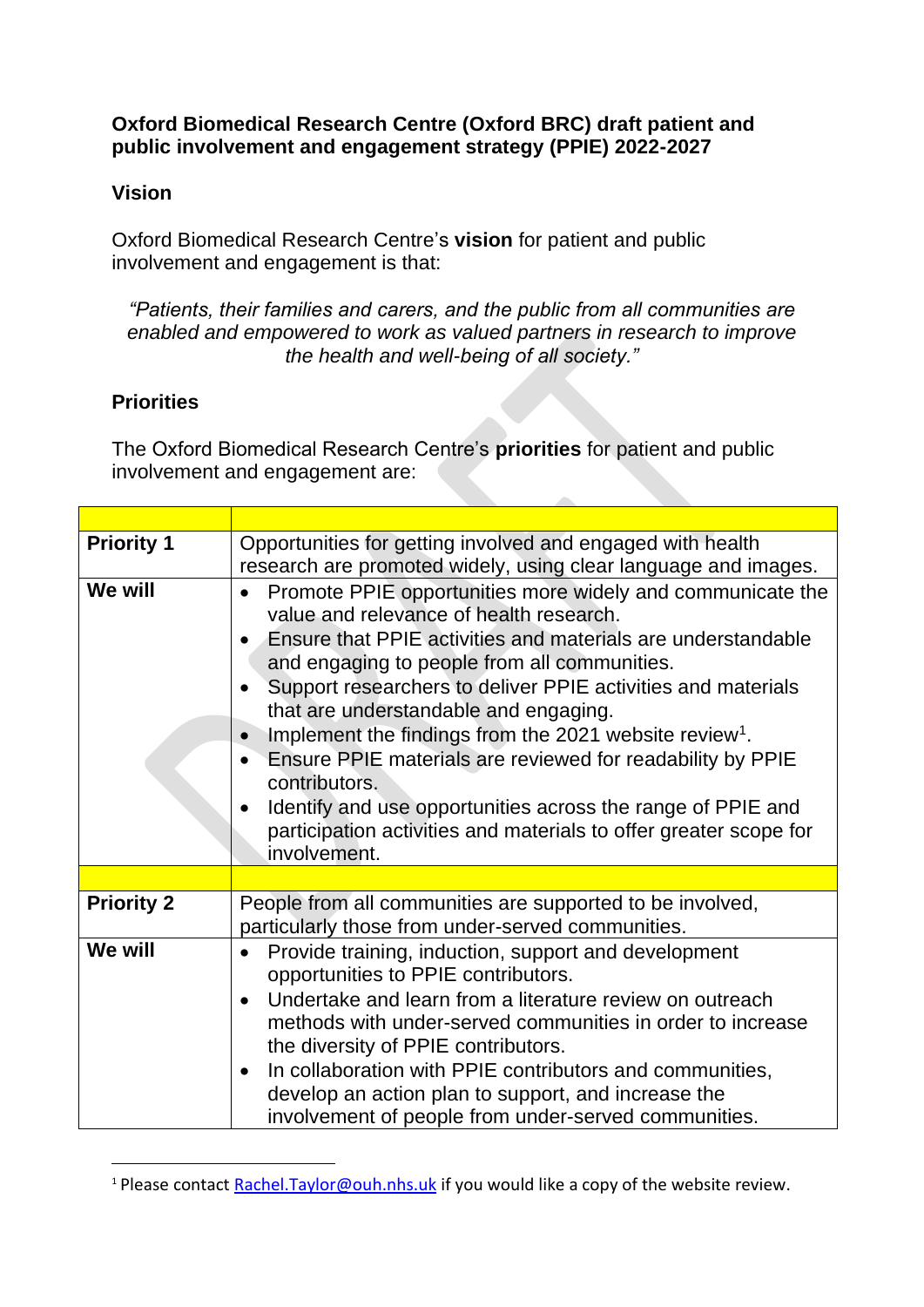**Oxford Biomedical Research Centre (Oxford BRC) draft patient and public involvement and engagement strategy (PPIE) 2022-2027**

**Vision**

Oxford Biomedical Research Centre's **vision** for patient and public involvement and engagement is that:

*"Patients, their families and carers, and the public from all communities are enabled and empowered to work as valued partners in research to improve the health and well-being of all society."*

**Priorities**

The Oxford Biomedical Research Centre's **priorities** for patient and public involvement and engagement are:

| | |
|---|---|
| **Priority 1** | Opportunities for getting involved and engaged with health research are promoted widely, using clear language and images. |
| **We will** | • Promote PPIE opportunities more widely and communicate the value and relevance of health research.<br>• Ensure that PPIE activities and materials are understandable and engaging to people from all communities.<br>• Support researchers to deliver PPIE activities and materials that are understandable and engaging.<br>• Implement the findings from the 2021 website review[1].<br>• Ensure PPIE materials are reviewed for readability by PPIE contributors.<br>• Identify and use opportunities across the range of PPIE and participation activities and materials to offer greater scope for involvement. |
| | |
| **Priority 2** | People from all communities are supported to be involved, particularly those from under-served communities. |
| **We will** | • Provide training, induction, support and development opportunities to PPIE contributors.<br>• Undertake and learn from a literature review on outreach methods with under-served communities in order to increase the diversity of PPIE contributors.<br>• In collaboration with PPIE contributors and communities, develop an action plan to support, and increase the involvement of people from under-served communities. |

[1] Please contact Rachel.Taylor@ouh.nhs.uk if you would like a copy of the website review.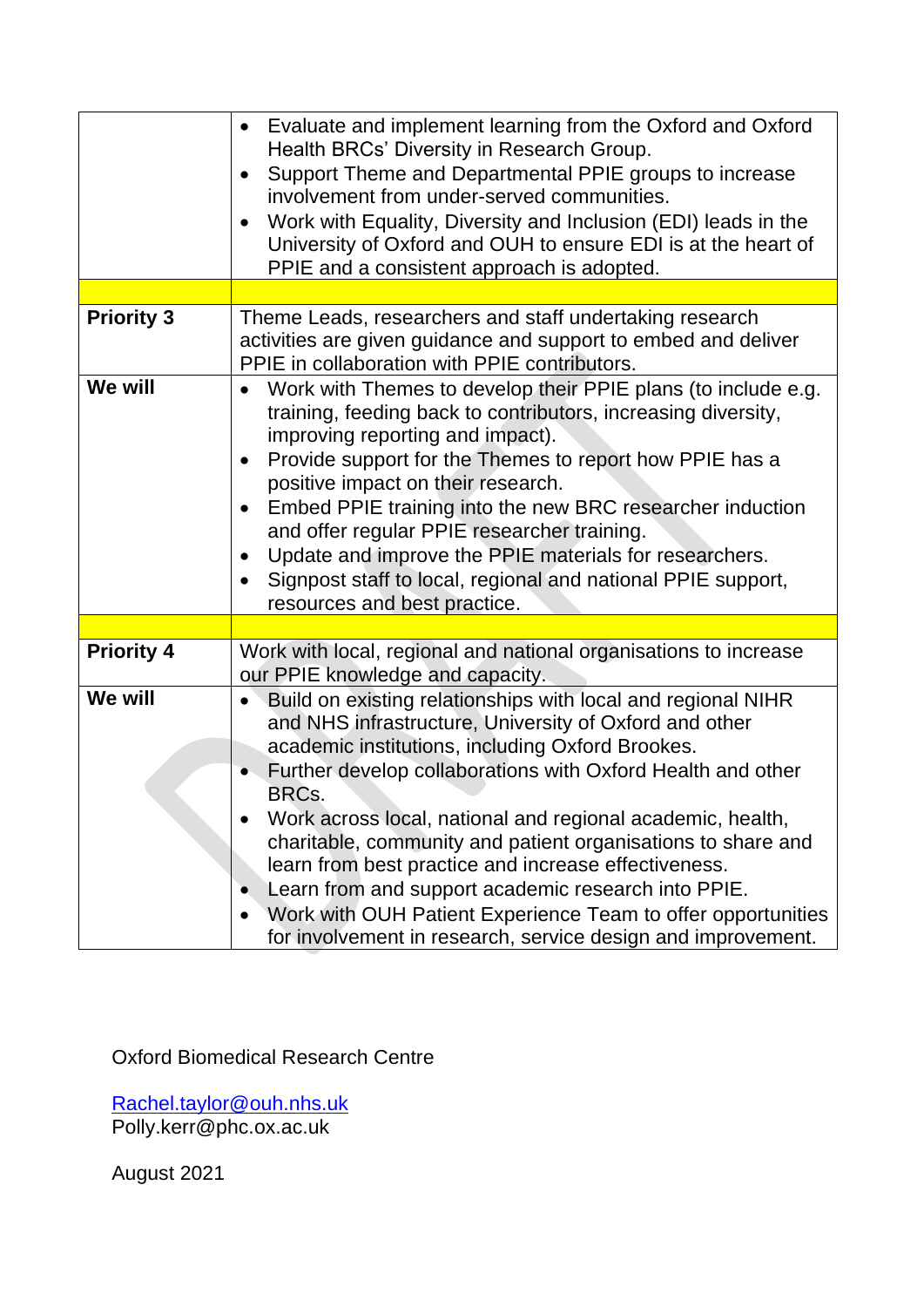| | |
|---|---|
| | • Evaluate and implement learning from the Oxford and Oxford Health BRCs' Diversity in Research Group.<br>• Support Theme and Departmental PPIE groups to increase involvement from under-served communities.<br>• Work with Equality, Diversity and Inclusion (EDI) leads in the University of Oxford and OUH to ensure EDI is at the heart of PPIE and a consistent approach is adopted. |
| | |
| **Priority 3** | Theme Leads, researchers and staff undertaking research activities are given guidance and support to embed and deliver PPIE in collaboration with PPIE contributors. |
| **We will** | • Work with Themes to develop their PPIE plans (to include e.g. training, feeding back to contributors, increasing diversity, improving reporting and impact).<br>• Provide support for the Themes to report how PPIE has a positive impact on their research.<br>• Embed PPIE training into the new BRC researcher induction and offer regular PPIE researcher training.<br>• Update and improve the PPIE materials for researchers.<br>• Signpost staff to local, regional and national PPIE support, resources and best practice. |
| | |
| **Priority 4** | Work with local, regional and national organisations to increase our PPIE knowledge and capacity. |
| **We will** | • Build on existing relationships with local and regional NIHR and NHS infrastructure, University of Oxford and other academic institutions, including Oxford Brookes.<br>• Further develop collaborations with Oxford Health and other BRCs.<br>• Work across local, national and regional academic, health, charitable, community and patient organisations to share and learn from best practice and increase effectiveness.<br>• Learn from and support academic research into PPIE.<br>• Work with OUH Patient Experience Team to offer opportunities for involvement in research, service design and improvement. |

Oxford Biomedical Research Centre

Rachel.taylor@ouh.nhs.uk
Polly.kerr@phc.ox.ac.uk

August 2021